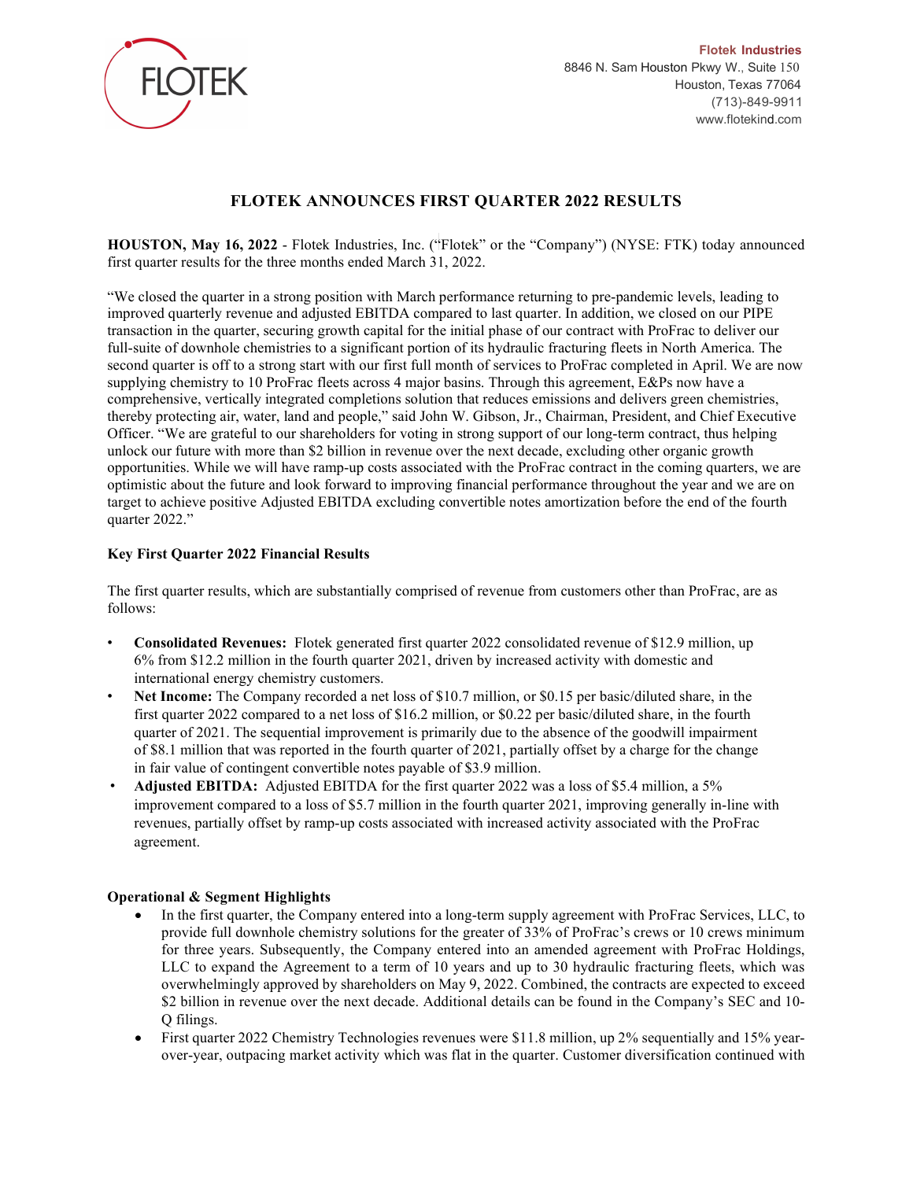**Flotek Industries**
8846 N. Sam Houston Pkwy W., Suite 150
Houston, Texas 77064
(713)-849-9911
www.flotekind.com

# FLOTEK ANNOUNCES FIRST QUARTER 2022 RESULTS

**HOUSTON, May 16, 2022** - Flotek Industries, Inc. ("Flotek" or the "Company") (NYSE: FTK) today announced first quarter results for the three months ended March 31, 2022.

"We closed the quarter in a strong position with March performance returning to pre-pandemic levels, leading to improved quarterly revenue and adjusted EBITDA compared to last quarter. In addition, we closed on our PIPE transaction in the quarter, securing growth capital for the initial phase of our contract with ProFrac to deliver our full-suite of downhole chemistries to a significant portion of its hydraulic fracturing fleets in North America. The second quarter is off to a strong start with our first full month of services to ProFrac completed in April. We are now supplying chemistry to 10 ProFrac fleets across 4 major basins. Through this agreement, E&Ps now have a comprehensive, vertically integrated completions solution that reduces emissions and delivers green chemistries, thereby protecting air, water, land and people," said John W. Gibson, Jr., Chairman, President, and Chief Executive Officer. "We are grateful to our shareholders for voting in strong support of our long-term contract, thus helping unlock our future with more than $2 billion in revenue over the next decade, excluding other organic growth opportunities. While we will have ramp-up costs associated with the ProFrac contract in the coming quarters, we are optimistic about the future and look forward to improving financial performance throughout the year and we are on target to achieve positive Adjusted EBITDA excluding convertible notes amortization before the end of the fourth quarter 2022."

### Key First Quarter 2022 Financial Results

The first quarter results, which are substantially comprised of revenue from customers other than ProFrac, are as follows:

- **Consolidated Revenues:** Flotek generated first quarter 2022 consolidated revenue of $12.9 million, up 6% from $12.2 million in the fourth quarter 2021, driven by increased activity with domestic and international energy chemistry customers.
- **Net Income:** The Company recorded a net loss of $10.7 million, or $0.15 per basic/diluted share, in the first quarter 2022 compared to a net loss of $16.2 million, or $0.22 per basic/diluted share, in the fourth quarter of 2021. The sequential improvement is primarily due to the absence of the goodwill impairment of $8.1 million that was reported in the fourth quarter of 2021, partially offset by a charge for the change in fair value of contingent convertible notes payable of $3.9 million.
- **Adjusted EBITDA:** Adjusted EBITDA for the first quarter 2022 was a loss of $5.4 million, a 5% improvement compared to a loss of $5.7 million in the fourth quarter 2021, improving generally in-line with revenues, partially offset by ramp-up costs associated with increased activity associated with the ProFrac agreement.

### Operational & Segment Highlights

- In the first quarter, the Company entered into a long-term supply agreement with ProFrac Services, LLC, to provide full downhole chemistry solutions for the greater of 33% of ProFrac's crews or 10 crews minimum for three years. Subsequently, the Company entered into an amended agreement with ProFrac Holdings, LLC to expand the Agreement to a term of 10 years and up to 30 hydraulic fracturing fleets, which was overwhelmingly approved by shareholders on May 9, 2022. Combined, the contracts are expected to exceed $2 billion in revenue over the next decade. Additional details can be found in the Company's SEC and 10-Q filings.
- First quarter 2022 Chemistry Technologies revenues were $11.8 million, up 2% sequentially and 15% year-over-year, outpacing market activity which was flat in the quarter. Customer diversification continued with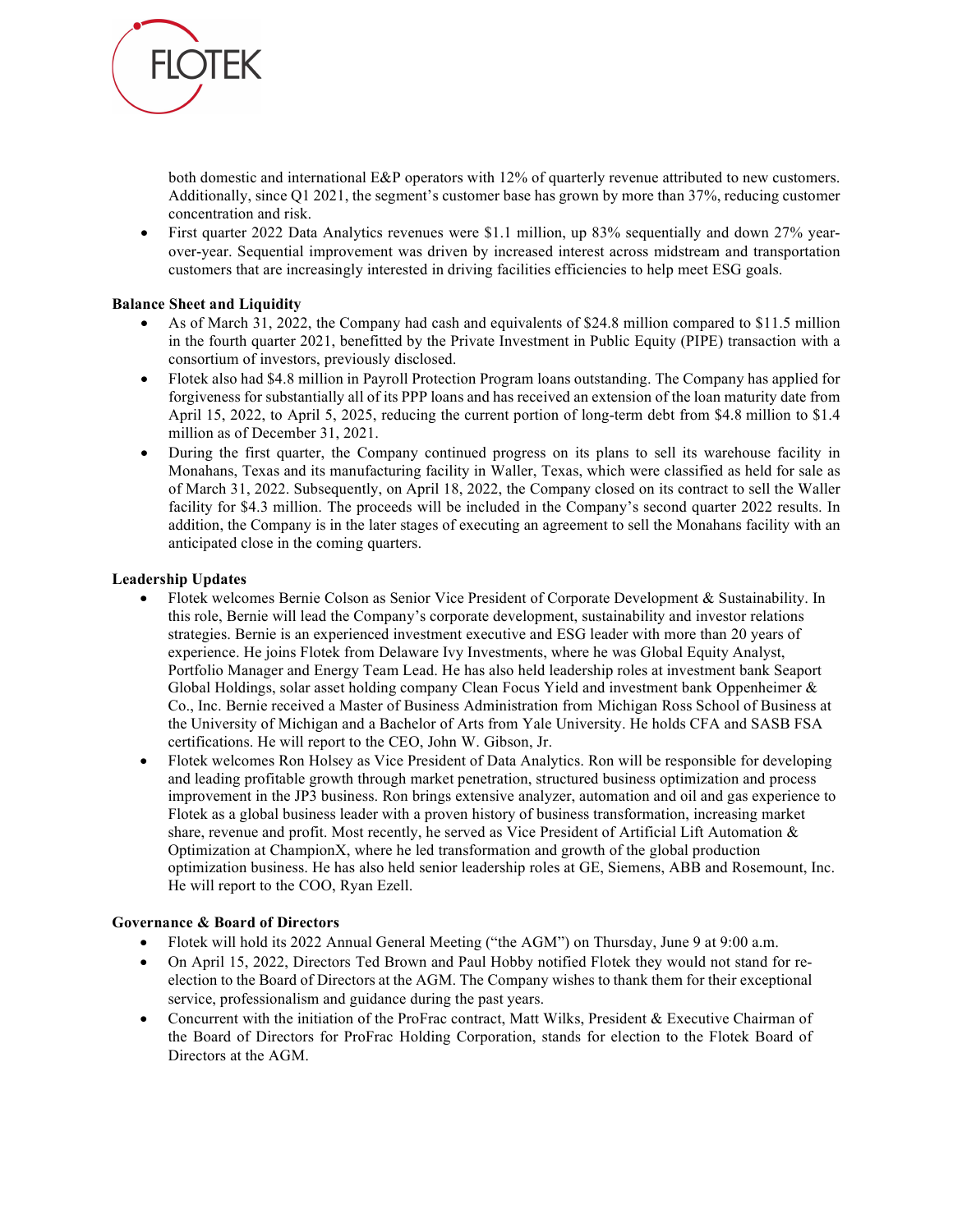both domestic and international E&P operators with 12% of quarterly revenue attributed to new customers. Additionally, since Q1 2021, the segment's customer base has grown by more than 37%, reducing customer concentration and risk.

- First quarter 2022 Data Analytics revenues were $1.1 million, up 83% sequentially and down 27% year-over-year. Sequential improvement was driven by increased interest across midstream and transportation customers that are increasingly interested in driving facilities efficiencies to help meet ESG goals.

**Balance Sheet and Liquidity**

- As of March 31, 2022, the Company had cash and equivalents of $24.8 million compared to $11.5 million in the fourth quarter 2021, benefitted by the Private Investment in Public Equity (PIPE) transaction with a consortium of investors, previously disclosed.
- Flotek also had $4.8 million in Payroll Protection Program loans outstanding. The Company has applied for forgiveness for substantially all of its PPP loans and has received an extension of the loan maturity date from April 15, 2022, to April 5, 2025, reducing the current portion of long-term debt from $4.8 million to $1.4 million as of December 31, 2021.
- During the first quarter, the Company continued progress on its plans to sell its warehouse facility in Monahans, Texas and its manufacturing facility in Waller, Texas, which were classified as held for sale as of March 31, 2022. Subsequently, on April 18, 2022, the Company closed on its contract to sell the Waller facility for $4.3 million. The proceeds will be included in the Company's second quarter 2022 results. In addition, the Company is in the later stages of executing an agreement to sell the Monahans facility with an anticipated close in the coming quarters.

**Leadership Updates**

- Flotek welcomes Bernie Colson as Senior Vice President of Corporate Development & Sustainability. In this role, Bernie will lead the Company's corporate development, sustainability and investor relations strategies. Bernie is an experienced investment executive and ESG leader with more than 20 years of experience. He joins Flotek from Delaware Ivy Investments, where he was Global Equity Analyst, Portfolio Manager and Energy Team Lead. He has also held leadership roles at investment bank Seaport Global Holdings, solar asset holding company Clean Focus Yield and investment bank Oppenheimer & Co., Inc. Bernie received a Master of Business Administration from Michigan Ross School of Business at the University of Michigan and a Bachelor of Arts from Yale University. He holds CFA and SASB FSA certifications. He will report to the CEO, John W. Gibson, Jr.
- Flotek welcomes Ron Holsey as Vice President of Data Analytics. Ron will be responsible for developing and leading profitable growth through market penetration, structured business optimization and process improvement in the JP3 business. Ron brings extensive analyzer, automation and oil and gas experience to Flotek as a global business leader with a proven history of business transformation, increasing market share, revenue and profit. Most recently, he served as Vice President of Artificial Lift Automation & Optimization at ChampionX, where he led transformation and growth of the global production optimization business. He has also held senior leadership roles at GE, Siemens, ABB and Rosemount, Inc. He will report to the COO, Ryan Ezell.

**Governance & Board of Directors**

- Flotek will hold its 2022 Annual General Meeting ("the AGM") on Thursday, June 9 at 9:00 a.m.
- On April 15, 2022, Directors Ted Brown and Paul Hobby notified Flotek they would not stand for re-election to the Board of Directors at the AGM. The Company wishes to thank them for their exceptional service, professionalism and guidance during the past years.
- Concurrent with the initiation of the ProFrac contract, Matt Wilks, President & Executive Chairman of the Board of Directors for ProFrac Holding Corporation, stands for election to the Flotek Board of Directors at the AGM.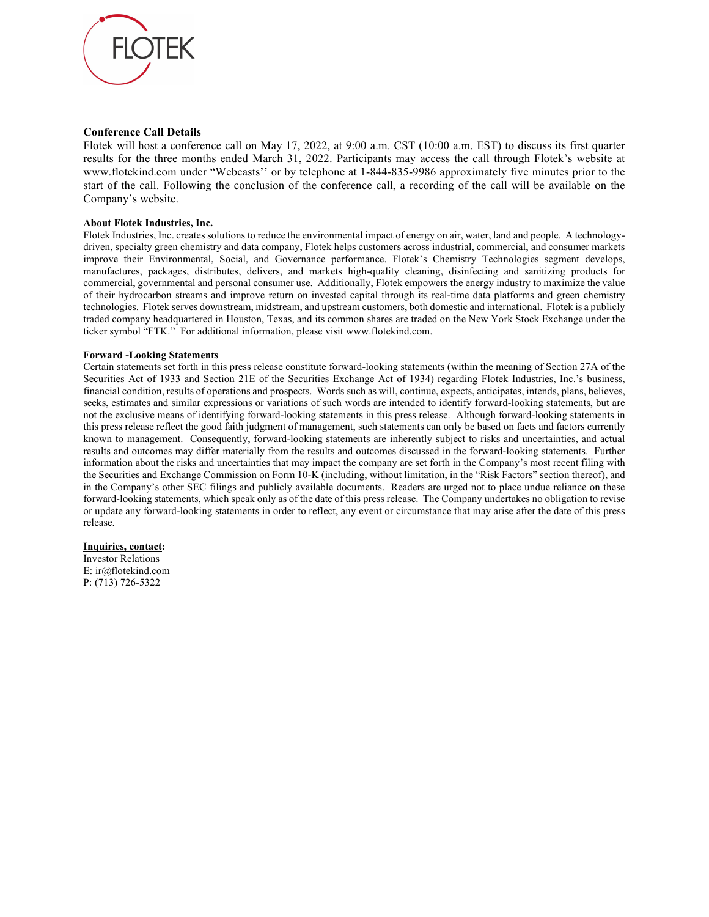FLOTEK

**Conference Call Details**

Flotek will host a conference call on May 17, 2022, at 9:00 a.m. CST (10:00 a.m. EST) to discuss its first quarter results for the three months ended March 31, 2022. Participants may access the call through Flotek's website at www.flotekind.com under "Webcasts'' or by telephone at 1-844-835-9986 approximately five minutes prior to the start of the call. Following the conclusion of the conference call, a recording of the call will be available on the Company's website.

**About Flotek Industries, Inc.**

Flotek Industries, Inc. creates solutions to reduce the environmental impact of energy on air, water, land and people. A technology-driven, specialty green chemistry and data company, Flotek helps customers across industrial, commercial, and consumer markets improve their Environmental, Social, and Governance performance. Flotek's Chemistry Technologies segment develops, manufactures, packages, distributes, delivers, and markets high-quality cleaning, disinfecting and sanitizing products for commercial, governmental and personal consumer use. Additionally, Flotek empowers the energy industry to maximize the value of their hydrocarbon streams and improve return on invested capital through its real-time data platforms and green chemistry technologies. Flotek serves downstream, midstream, and upstream customers, both domestic and international. Flotek is a publicly traded company headquartered in Houston, Texas, and its common shares are traded on the New York Stock Exchange under the ticker symbol "FTK." For additional information, please visit www.flotekind.com.

**Forward -Looking Statements**

Certain statements set forth in this press release constitute forward-looking statements (within the meaning of Section 27A of the Securities Act of 1933 and Section 21E of the Securities Exchange Act of 1934) regarding Flotek Industries, Inc.'s business, financial condition, results of operations and prospects. Words such as will, continue, expects, anticipates, intends, plans, believes, seeks, estimates and similar expressions or variations of such words are intended to identify forward-looking statements, but are not the exclusive means of identifying forward-looking statements in this press release. Although forward-looking statements in this press release reflect the good faith judgment of management, such statements can only be based on facts and factors currently known to management. Consequently, forward-looking statements are inherently subject to risks and uncertainties, and actual results and outcomes may differ materially from the results and outcomes discussed in the forward-looking statements. Further information about the risks and uncertainties that may impact the company are set forth in the Company's most recent filing with the Securities and Exchange Commission on Form 10-K (including, without limitation, in the "Risk Factors" section thereof), and in the Company's other SEC filings and publicly available documents. Readers are urged not to place undue reliance on these forward-looking statements, which speak only as of the date of this press release. The Company undertakes no obligation to revise or update any forward-looking statements in order to reflect, any event or circumstance that may arise after the date of this press release.

**Inquiries, contact:**

Investor Relations
E: ir@flotekind.com
P: (713) 726-5322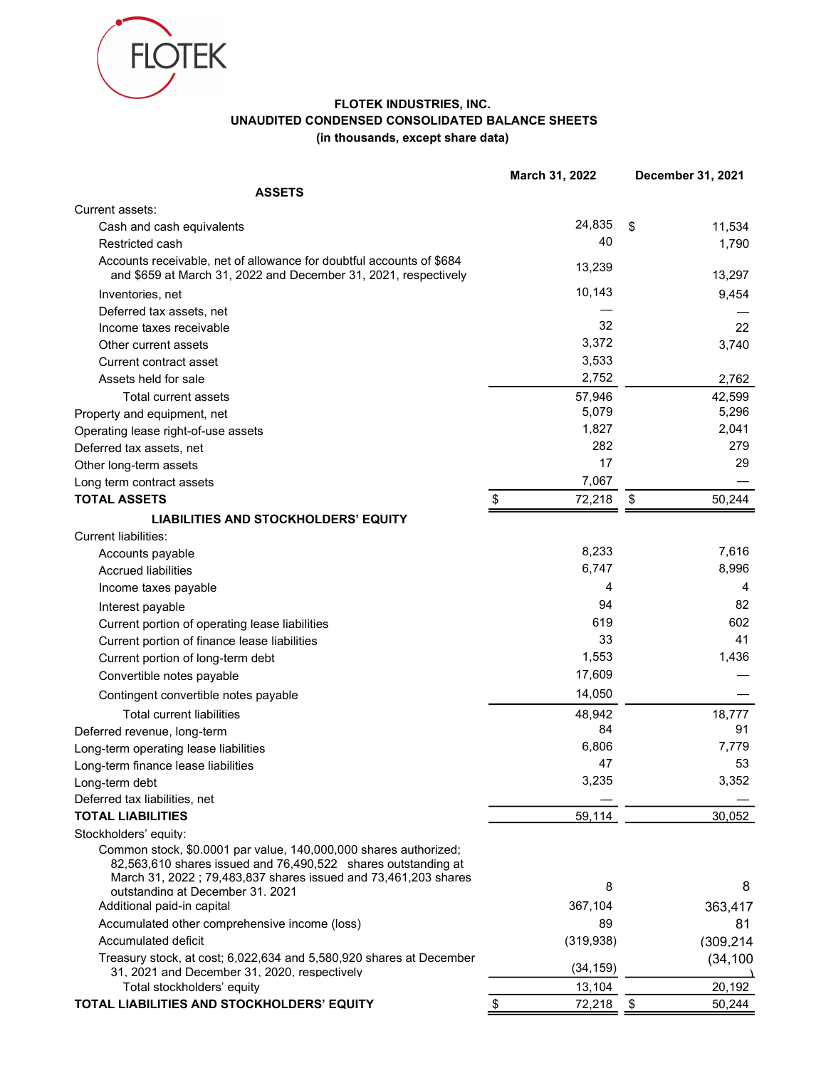**FLOTEK INDUSTRIES, INC.**
**UNAUDITED CONDENSED CONSOLIDATED BALANCE SHEETS**
**(in thousands, except share data)**

| | March 31, 2022 | December 31, 2021 |
|---|---|---|
| **ASSETS** | | |
| Current assets: | | |
| Cash and cash equivalents | 24,835 | $ 11,534 |
| Restricted cash | 40 | 1,790 |
| Accounts receivable, net of allowance for doubtful accounts of $684 and $659 at March 31, 2022 and December 31, 2021, respectively | 13,239 | 13,297 |
| Inventories, net | 10,143 | 9,454 |
| Deferred tax assets, net | — | — |
| Income taxes receivable | 32 | 22 |
| Other current assets | 3,372 | 3,740 |
| Current contract asset | 3,533 | |
| Assets held for sale | 2,752 | 2,762 |
| Total current assets | 57,946 | 42,599 |
| Property and equipment, net | 5,079 | 5,296 |
| Operating lease right-of-use assets | 1,827 | 2,041 |
| Deferred tax assets, net | 282 | 279 |
| Other long-term assets | 17 | 29 |
| Long term contract assets | 7,067 | — |
| **TOTAL ASSETS** | $ 72,218 | $ 50,244 |
| **LIABILITIES AND STOCKHOLDERS' EQUITY** | | |
| Current liabilities: | | |
| Accounts payable | 8,233 | 7,616 |
| Accrued liabilities | 6,747 | 8,996 |
| Income taxes payable | 4 | 4 |
| Interest payable | 94 | 82 |
| Current portion of operating lease liabilities | 619 | 602 |
| Current portion of finance lease liabilities | 33 | 41 |
| Current portion of long-term debt | 1,553 | 1,436 |
| Convertible notes payable | 17,609 | — |
| Contingent convertible notes payable | 14,050 | — |
| Total current liabilities | 48,942 | 18,777 |
| Deferred revenue, long-term | 84 | 91 |
| Long-term operating lease liabilities | 6,806 | 7,779 |
| Long-term finance lease liabilities | 47 | 53 |
| Long-term debt | 3,235 | 3,352 |
| Deferred tax liabilities, net | — | — |
| **TOTAL LIABILITIES** | 59,114 | 30,052 |
| Stockholders' equity: | | |
| Common stock, $0.0001 par value, 140,000,000 shares authorized; 82,563,610 shares issued and 76,490,522 shares outstanding at March 31, 2022 ; 79,483,837 shares issued and 73,461,203 shares outstanding at December 31, 2021 | 8 | 8 |
| Additional paid-in capital | 367,104 | 363,417 |
| Accumulated other comprehensive income (loss) | 89 | 81 |
| Accumulated deficit | (319,938) | (309,214) |
| Treasury stock, at cost; 6,022,634 and 5,580,920 shares at December 31, 2021 and December 31, 2020, respectively | (34,159) | (34,100) |
| Total stockholders' equity | 13,104 | 20,192 |
| **TOTAL LIABILITIES AND STOCKHOLDERS' EQUITY** | $ 72,218 | $ 50,244 |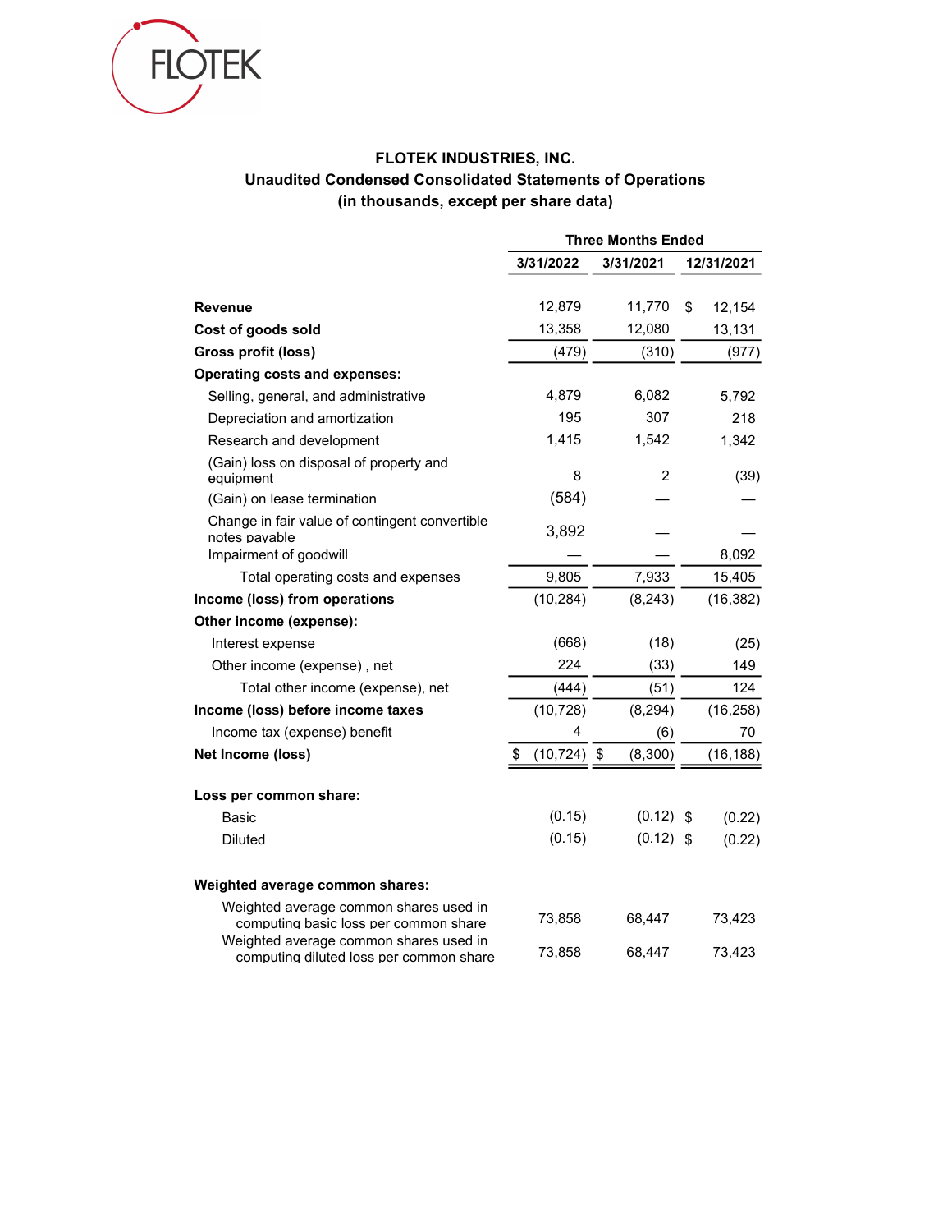# FLOTEK INDUSTRIES, INC.

## Unaudited Condensed Consolidated Statements of Operations

### (in thousands, except per share data)

| | Three Months Ended | | |
|---|---|---|---|
| | 3/31/2022 | 3/31/2021 | 12/31/2021 |
| **Revenue** | 12,879 | 11,770 | $ 12,154 |
| **Cost of goods sold** | 13,358 | 12,080 | 13,131 |
| **Gross profit (loss)** | (479) | (310) | (977) |
| **Operating costs and expenses:** | | | |
| Selling, general, and administrative | 4,879 | 6,082 | 5,792 |
| Depreciation and amortization | 195 | 307 | 218 |
| Research and development | 1,415 | 1,542 | 1,342 |
| (Gain) loss on disposal of property and equipment | 8 | 2 | (39) |
| (Gain) on lease termination | (584) | — | — |
| Change in fair value of contingent convertible notes payable | 3,892 | — | — |
| Impairment of goodwill | — | — | 8,092 |
| Total operating costs and expenses | 9,805 | 7,933 | 15,405 |
| **Income (loss) from operations** | (10,284) | (8,243) | (16,382) |
| **Other income (expense):** | | | |
| Interest expense | (668) | (18) | (25) |
| Other income (expense) , net | 224 | (33) | 149 |
| Total other income (expense), net | (444) | (51) | 124 |
| **Income (loss) before income taxes** | (10,728) | (8,294) | (16,258) |
| Income tax (expense) benefit | 4 | (6) | 70 |
| **Net Income (loss)** | $ (10,724) | $ (8,300) | (16,188) |
| | | | |
| **Loss per common share:** | | | |
| Basic | (0.15) | (0.12) | $ (0.22) |
| Diluted | (0.15) | (0.12) | $ (0.22) |
| | | | |
| **Weighted average common shares:** | | | |
| Weighted average common shares used in computing basic loss per common share | 73,858 | 68,447 | 73,423 |
| Weighted average common shares used in computing diluted loss per common share | 73,858 | 68,447 | 73,423 |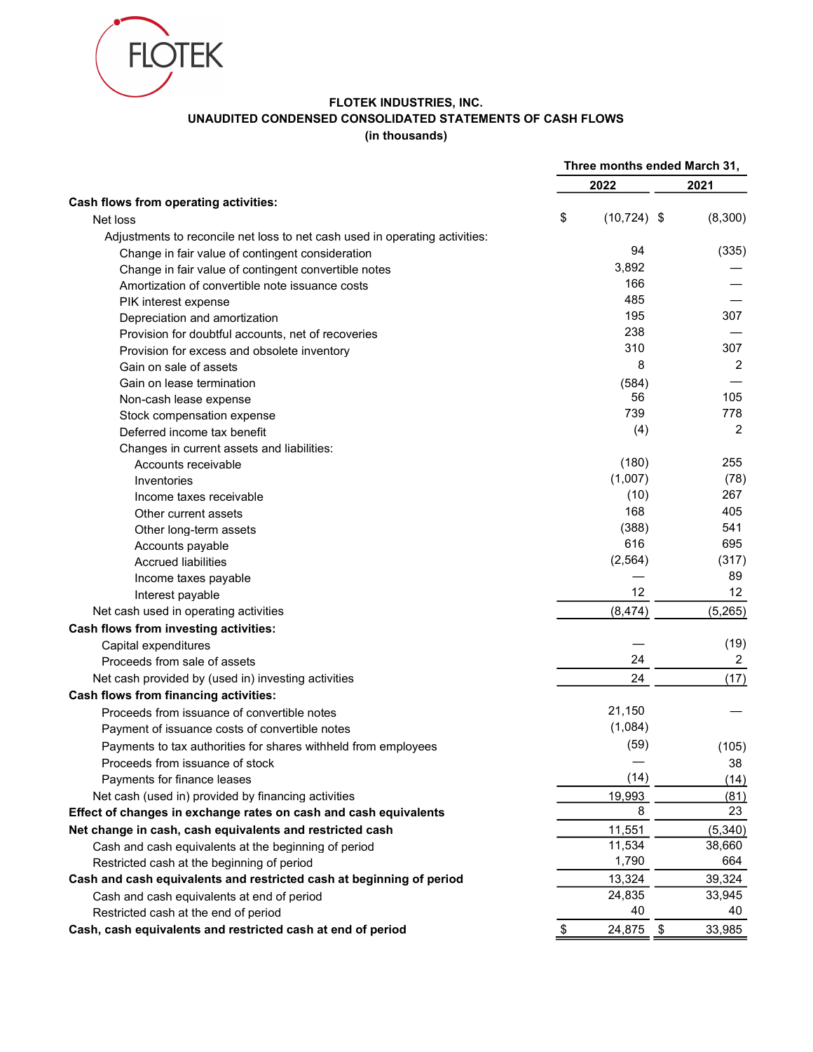**FLOTEK INDUSTRIES, INC.**
**UNAUDITED CONDENSED CONSOLIDATED STATEMENTS OF CASH FLOWS**
**(in thousands)**

| | Three months ended March 31, | |
|---|---|---|
| | 2022 | 2021 |
| **Cash flows from operating activities:** | | |
| Net loss | $ (10,724) | $ (8,300) |
| Adjustments to reconcile net loss to net cash used in operating activities: | | |
| Change in fair value of contingent consideration | 94 | (335) |
| Change in fair value of contingent convertible notes | 3,892 | — |
| Amortization of convertible note issuance costs | 166 | — |
| PIK interest expense | 485 | — |
| Depreciation and amortization | 195 | 307 |
| Provision for doubtful accounts, net of recoveries | 238 | — |
| Provision for excess and obsolete inventory | 310 | 307 |
| Gain on sale of assets | 8 | 2 |
| Gain on lease termination | (584) | — |
| Non-cash lease expense | 56 | 105 |
| Stock compensation expense | 739 | 778 |
| Deferred income tax benefit | (4) | 2 |
| Changes in current assets and liabilities: | | |
| Accounts receivable | (180) | 255 |
| Inventories | (1,007) | (78) |
| Income taxes receivable | (10) | 267 |
| Other current assets | 168 | 405 |
| Other long-term assets | (388) | 541 |
| Accounts payable | 616 | 695 |
| Accrued liabilities | (2,564) | (317) |
| Income taxes payable | — | 89 |
| Interest payable | 12 | 12 |
| Net cash used in operating activities | (8,474) | (5,265) |
| **Cash flows from investing activities:** | | |
| Capital expenditures | — | (19) |
| Proceeds from sale of assets | 24 | 2 |
| Net cash provided by (used in) investing activities | 24 | (17) |
| **Cash flows from financing activities:** | | |
| Proceeds from issuance of convertible notes | 21,150 | — |
| Payment of issuance costs of convertible notes | (1,084) | |
| Payments to tax authorities for shares withheld from employees | (59) | (105) |
| Proceeds from issuance of stock | — | 38 |
| Payments for finance leases | (14) | (14) |
| Net cash (used in) provided by financing activities | 19,993 | (81) |
| **Effect of changes in exchange rates on cash and cash equivalents** | 8 | 23 |
| **Net change in cash, cash equivalents and restricted cash** | 11,551 | (5,340) |
| Cash and cash equivalents at the beginning of period | 11,534 | 38,660 |
| Restricted cash at the beginning of period | 1,790 | 664 |
| **Cash and cash equivalents and restricted cash at beginning of period** | 13,324 | 39,324 |
| Cash and cash equivalents at end of period | 24,835 | 33,945 |
| Restricted cash at the end of period | 40 | 40 |
| **Cash, cash equivalents and restricted cash at end of period** | $ 24,875 | $ 33,985 |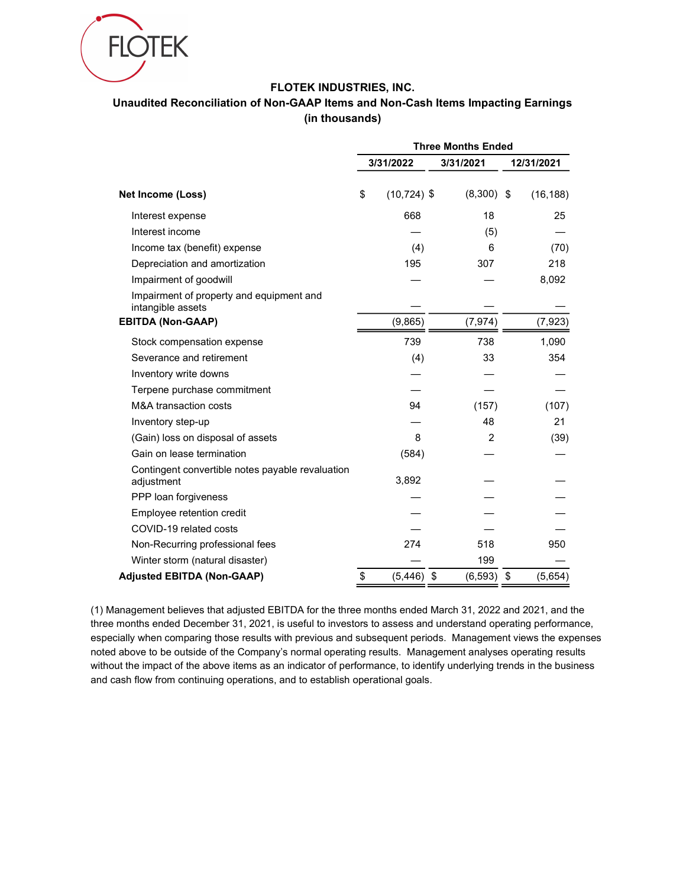FLOTEK

**FLOTEK INDUSTRIES, INC.**
**Unaudited Reconciliation of Non-GAAP Items and Non-Cash Items Impacting Earnings**
**(in thousands)**

| | Three Months Ended | | |
|---|---|---|---|
| | 3/31/2022 | 3/31/2021 | 12/31/2021 |
| **Net Income (Loss)** | $ (10,724) | $ (8,300) | $ (16,188) |
| Interest expense | 668 | 18 | 25 |
| Interest income | — | (5) | — |
| Income tax (benefit) expense | (4) | 6 | (70) |
| Depreciation and amortization | 195 | 307 | 218 |
| Impairment of goodwill | — | — | 8,092 |
| Impairment of property and equipment and intangible assets | — | — | — |
| **EBITDA (Non-GAAP)** | (9,865) | (7,974) | (7,923) |
| Stock compensation expense | 739 | 738 | 1,090 |
| Severance and retirement | (4) | 33 | 354 |
| Inventory write downs | — | — | — |
| Terpene purchase commitment | — | — | — |
| M&A transaction costs | 94 | (157) | (107) |
| Inventory step-up | — | 48 | 21 |
| (Gain) loss on disposal of assets | 8 | 2 | (39) |
| Gain on lease termination | (584) | — | — |
| Contingent convertible notes payable revaluation adjustment | 3,892 | — | — |
| PPP loan forgiveness | — | — | — |
| Employee retention credit | — | — | — |
| COVID-19 related costs | — | — | — |
| Non-Recurring professional fees | 274 | 518 | 950 |
| Winter storm (natural disaster) | — | 199 | — |
| **Adjusted EBITDA (Non-GAAP)** | $ (5,446) | $ (6,593) | $ (5,654) |

(1) Management believes that adjusted EBITDA for the three months ended March 31, 2022 and 2021, and the three months ended December 31, 2021, is useful to investors to assess and understand operating performance, especially when comparing those results with previous and subsequent periods. Management views the expenses noted above to be outside of the Company's normal operating results. Management analyses operating results without the impact of the above items as an indicator of performance, to identify underlying trends in the business and cash flow from continuing operations, and to establish operational goals.